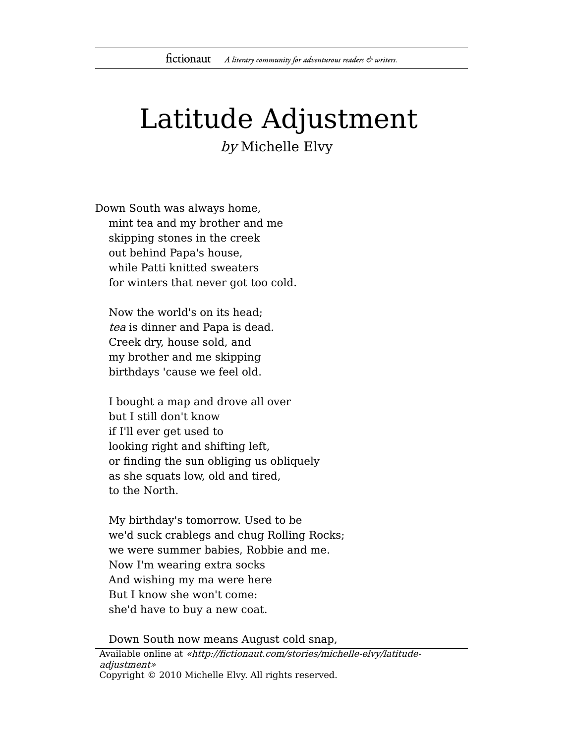# Latitude Adjustment

*by* Michelle Elvy

Down South was always home,  
mint tea and my brother and me  
skipping stones in the creek  
out behind Papa's house,  
while Patti knitted sweaters  
for winters that never got too cold.

Now the world's on its head;  
*tea* is dinner and Papa is dead.  
Creek dry, house sold, and  
my brother and me skipping  
birthdays 'cause we feel old.

I bought a map and drove all over  
but I still don't know  
if I'll ever get used to  
looking right and shifting left,  
or finding the sun obliging us obliquely  
as she squats low, old and tired,  
to the North.

My birthday's tomorrow. Used to be  
we'd suck crablegs and chug Rolling Rocks;  
we were summer babies, Robbie and me.  
Now I'm wearing extra socks  
And wishing my ma were here  
But I know she won't come:  
she'd have to buy a new coat.

Down South now means August cold snap,

Available online at *«http://fictionaut.com/stories/michelle-elvy/latitude-adjustment»*  
Copyright © 2010 Michelle Elvy. All rights reserved.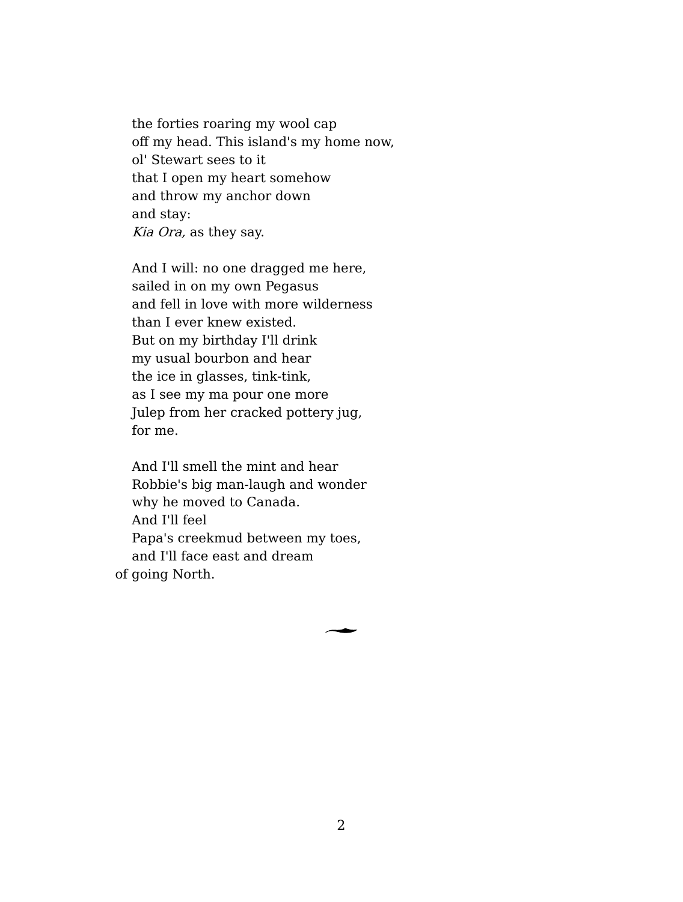the forties roaring my wool cap  
off my head. This island's my home now,  
ol' Stewart sees to it  
that I open my heart somehow  
and throw my anchor down  
and stay:  
*Kia Ora,* as they say.

And I will: no one dragged me here,  
sailed in on my own Pegasus  
and fell in love with more wilderness  
than I ever knew existed.  
But on my birthday I'll drink  
my usual bourbon and hear  
the ice in glasses, tink-tink,  
as I see my ma pour one more  
Julep from her cracked pottery jug,  
for me.

And I'll smell the mint and hear  
Robbie's big man-laugh and wonder  
why he moved to Canada.  
And I'll feel  
Papa's creekmud between my toes,  
and I'll face east and dream  
of going North.